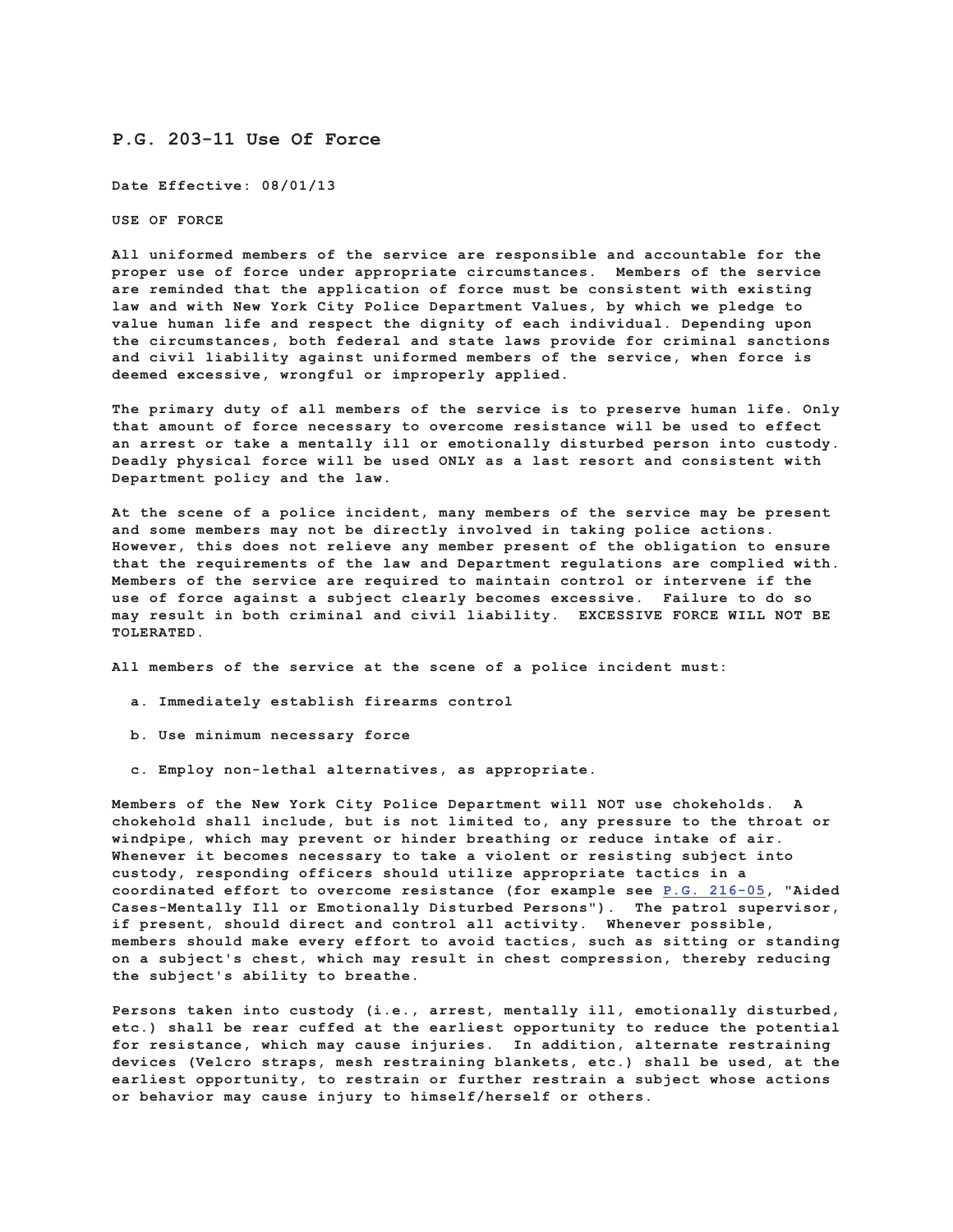# P.G. 203-11 Use Of Force

**Date Effective: 08/01/13**

**USE OF FORCE**

All uniformed members of the service are responsible and accountable for the proper use of force under appropriate circumstances. Members of the service are reminded that the application of force must be consistent with existing law and with New York City Police Department Values, by which we pledge to value human life and respect the dignity of each individual. Depending upon the circumstances, both federal and state laws provide for criminal sanctions and civil liability against uniformed members of the service, when force is deemed excessive, wrongful or improperly applied.

The primary duty of all members of the service is to preserve human life. Only that amount of force necessary to overcome resistance will be used to effect an arrest or take a mentally ill or emotionally disturbed person into custody. Deadly physical force will be used ONLY as a last resort and consistent with Department policy and the law.

At the scene of a police incident, many members of the service may be present and some members may not be directly involved in taking police actions. However, this does not relieve any member present of the obligation to ensure that the requirements of the law and Department regulations are complied with. Members of the service are required to maintain control or intervene if the use of force against a subject clearly becomes excessive. Failure to do so may result in both criminal and civil liability. EXCESSIVE FORCE WILL NOT BE TOLERATED.

All members of the service at the scene of a police incident must:

a. Immediately establish firearms control

b. Use minimum necessary force

c. Employ non-lethal alternatives, as appropriate.

Members of the New York City Police Department will NOT use chokeholds. A chokehold shall include, but is not limited to, any pressure to the throat or windpipe, which may prevent or hinder breathing or reduce intake of air. Whenever it becomes necessary to take a violent or resisting subject into custody, responding officers should utilize appropriate tactics in a coordinated effort to overcome resistance (for example see P.G. 216-05, "Aided Cases-Mentally Ill or Emotionally Disturbed Persons"). The patrol supervisor, if present, should direct and control all activity. Whenever possible, members should make every effort to avoid tactics, such as sitting or standing on a subject's chest, which may result in chest compression, thereby reducing the subject's ability to breathe.

Persons taken into custody (i.e., arrest, mentally ill, emotionally disturbed, etc.) shall be rear cuffed at the earliest opportunity to reduce the potential for resistance, which may cause injuries. In addition, alternate restraining devices (Velcro straps, mesh restraining blankets, etc.) shall be used, at the earliest opportunity, to restrain or further restrain a subject whose actions or behavior may cause injury to himself/herself or others.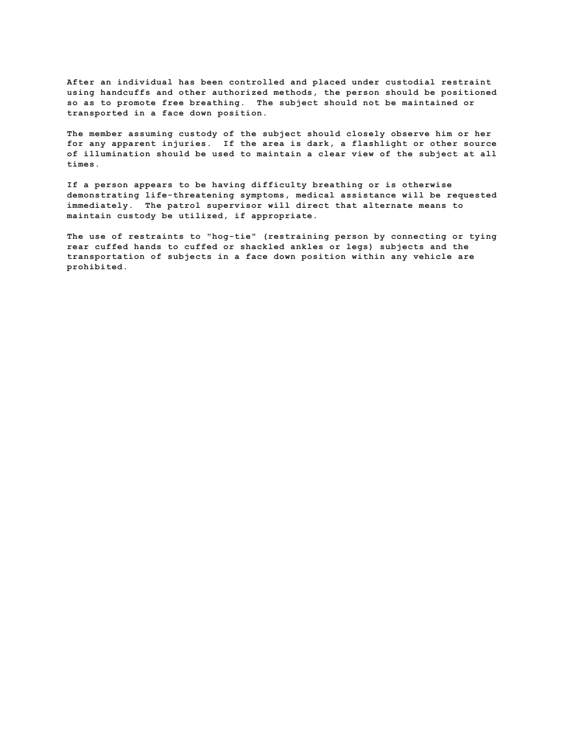After an individual has been controlled and placed under custodial restraint using handcuffs and other authorized methods, the person should be positioned so as to promote free breathing. The subject should not be maintained or transported in a face down position.

The member assuming custody of the subject should closely observe him or her for any apparent injuries. If the area is dark, a flashlight or other source of illumination should be used to maintain a clear view of the subject at all times.

If a person appears to be having difficulty breathing or is otherwise demonstrating life-threatening symptoms, medical assistance will be requested immediately. The patrol supervisor will direct that alternate means to maintain custody be utilized, if appropriate.

The use of restraints to "hog-tie" (restraining person by connecting or tying rear cuffed hands to cuffed or shackled ankles or legs) subjects and the transportation of subjects in a face down position within any vehicle are prohibited.